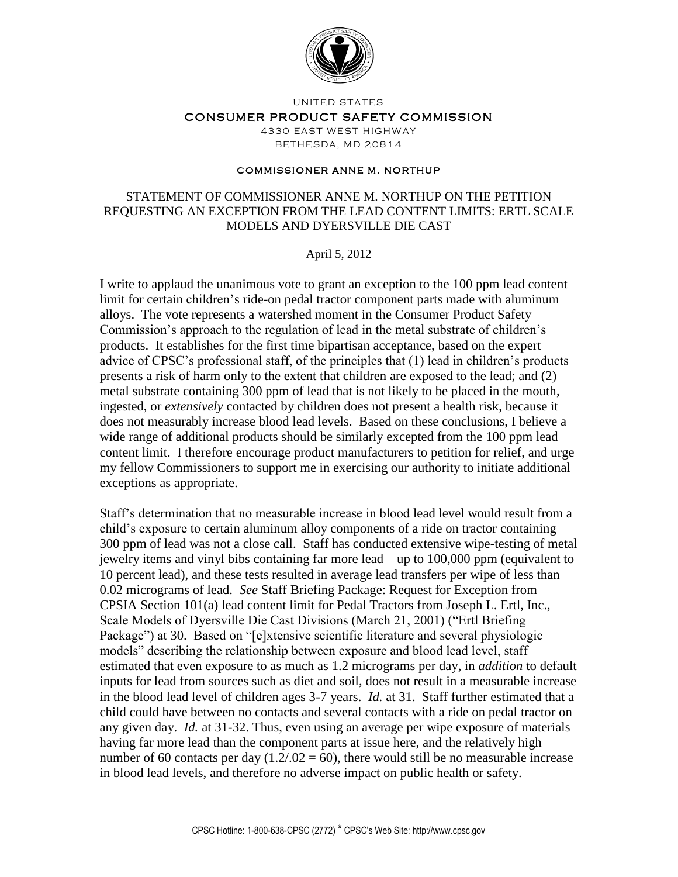UNITED STATES

CONSUMER PRODUCT SAFETY COMMISSION

4330 EAST WEST HIGHWAY

BETHESDA, MD 20814

COMMISSIONER ANNE M. NORTHUP

# STATEMENT OF COMMISSIONER ANNE M. NORTHUP ON THE PETITION REQUESTING AN EXCEPTION FROM THE LEAD CONTENT LIMITS: ERTL SCALE MODELS AND DYERSVILLE DIE CAST

April 5, 2012

I write to applaud the unanimous vote to grant an exception to the 100 ppm lead content limit for certain children's ride-on pedal tractor component parts made with aluminum alloys. The vote represents a watershed moment in the Consumer Product Safety Commission's approach to the regulation of lead in the metal substrate of children's products. It establishes for the first time bipartisan acceptance, based on the expert advice of CPSC's professional staff, of the principles that (1) lead in children's products presents a risk of harm only to the extent that children are exposed to the lead; and (2) metal substrate containing 300 ppm of lead that is not likely to be placed in the mouth, ingested, or *extensively* contacted by children does not present a health risk, because it does not measurably increase blood lead levels. Based on these conclusions, I believe a wide range of additional products should be similarly excepted from the 100 ppm lead content limit. I therefore encourage product manufacturers to petition for relief, and urge my fellow Commissioners to support me in exercising our authority to initiate additional exceptions as appropriate.

Staff's determination that no measurable increase in blood lead level would result from a child's exposure to certain aluminum alloy components of a ride on tractor containing 300 ppm of lead was not a close call. Staff has conducted extensive wipe-testing of metal jewelry items and vinyl bibs containing far more lead – up to 100,000 ppm (equivalent to 10 percent lead), and these tests resulted in average lead transfers per wipe of less than 0.02 micrograms of lead. *See* Staff Briefing Package: Request for Exception from CPSIA Section 101(a) lead content limit for Pedal Tractors from Joseph L. Ertl, Inc., Scale Models of Dyersville Die Cast Divisions (March 21, 2001) ("Ertl Briefing Package") at 30. Based on "[e]xtensive scientific literature and several physiologic models" describing the relationship between exposure and blood lead level, staff estimated that even exposure to as much as 1.2 micrograms per day, in *addition* to default inputs for lead from sources such as diet and soil, does not result in a measurable increase in the blood lead level of children ages 3-7 years. *Id.* at 31. Staff further estimated that a child could have between no contacts and several contacts with a ride on pedal tractor on any given day. *Id.* at 31-32. Thus, even using an average per wipe exposure of materials having far more lead than the component parts at issue here, and the relatively high number of 60 contacts per day (1.2/.02 = 60), there would still be no measurable increase in blood lead levels, and therefore no adverse impact on public health or safety.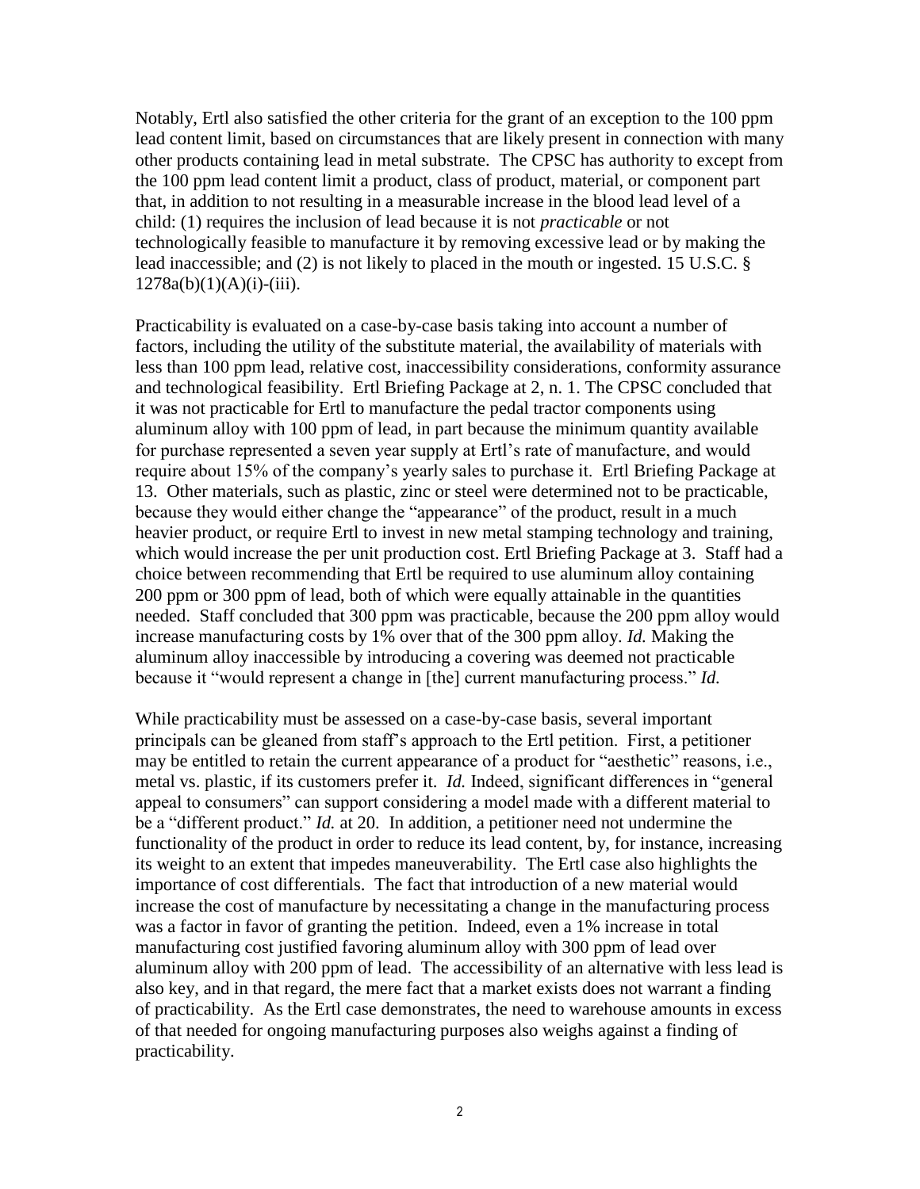Notably, Ertl also satisfied the other criteria for the grant of an exception to the 100 ppm lead content limit, based on circumstances that are likely present in connection with many other products containing lead in metal substrate. The CPSC has authority to except from the 100 ppm lead content limit a product, class of product, material, or component part that, in addition to not resulting in a measurable increase in the blood lead level of a child: (1) requires the inclusion of lead because it is not *practicable* or not technologically feasible to manufacture it by removing excessive lead or by making the lead inaccessible; and (2) is not likely to placed in the mouth or ingested. 15 U.S.C. § 1278a(b)(1)(A)(i)-(iii).

Practicability is evaluated on a case-by-case basis taking into account a number of factors, including the utility of the substitute material, the availability of materials with less than 100 ppm lead, relative cost, inaccessibility considerations, conformity assurance and technological feasibility. Ertl Briefing Package at 2, n. 1. The CPSC concluded that it was not practicable for Ertl to manufacture the pedal tractor components using aluminum alloy with 100 ppm of lead, in part because the minimum quantity available for purchase represented a seven year supply at Ertl's rate of manufacture, and would require about 15% of the company's yearly sales to purchase it. Ertl Briefing Package at 13. Other materials, such as plastic, zinc or steel were determined not to be practicable, because they would either change the "appearance" of the product, result in a much heavier product, or require Ertl to invest in new metal stamping technology and training, which would increase the per unit production cost. Ertl Briefing Package at 3. Staff had a choice between recommending that Ertl be required to use aluminum alloy containing 200 ppm or 300 ppm of lead, both of which were equally attainable in the quantities needed. Staff concluded that 300 ppm was practicable, because the 200 ppm alloy would increase manufacturing costs by 1% over that of the 300 ppm alloy. *Id.* Making the aluminum alloy inaccessible by introducing a covering was deemed not practicable because it "would represent a change in [the] current manufacturing process." *Id.*

While practicability must be assessed on a case-by-case basis, several important principals can be gleaned from staff's approach to the Ertl petition. First, a petitioner may be entitled to retain the current appearance of a product for "aesthetic" reasons, i.e., metal vs. plastic, if its customers prefer it. *Id.* Indeed, significant differences in "general appeal to consumers" can support considering a model made with a different material to be a "different product." *Id.* at 20. In addition, a petitioner need not undermine the functionality of the product in order to reduce its lead content, by, for instance, increasing its weight to an extent that impedes maneuverability. The Ertl case also highlights the importance of cost differentials. The fact that introduction of a new material would increase the cost of manufacture by necessitating a change in the manufacturing process was a factor in favor of granting the petition. Indeed, even a 1% increase in total manufacturing cost justified favoring aluminum alloy with 300 ppm of lead over aluminum alloy with 200 ppm of lead. The accessibility of an alternative with less lead is also key, and in that regard, the mere fact that a market exists does not warrant a finding of practicability. As the Ertl case demonstrates, the need to warehouse amounts in excess of that needed for ongoing manufacturing purposes also weighs against a finding of practicability.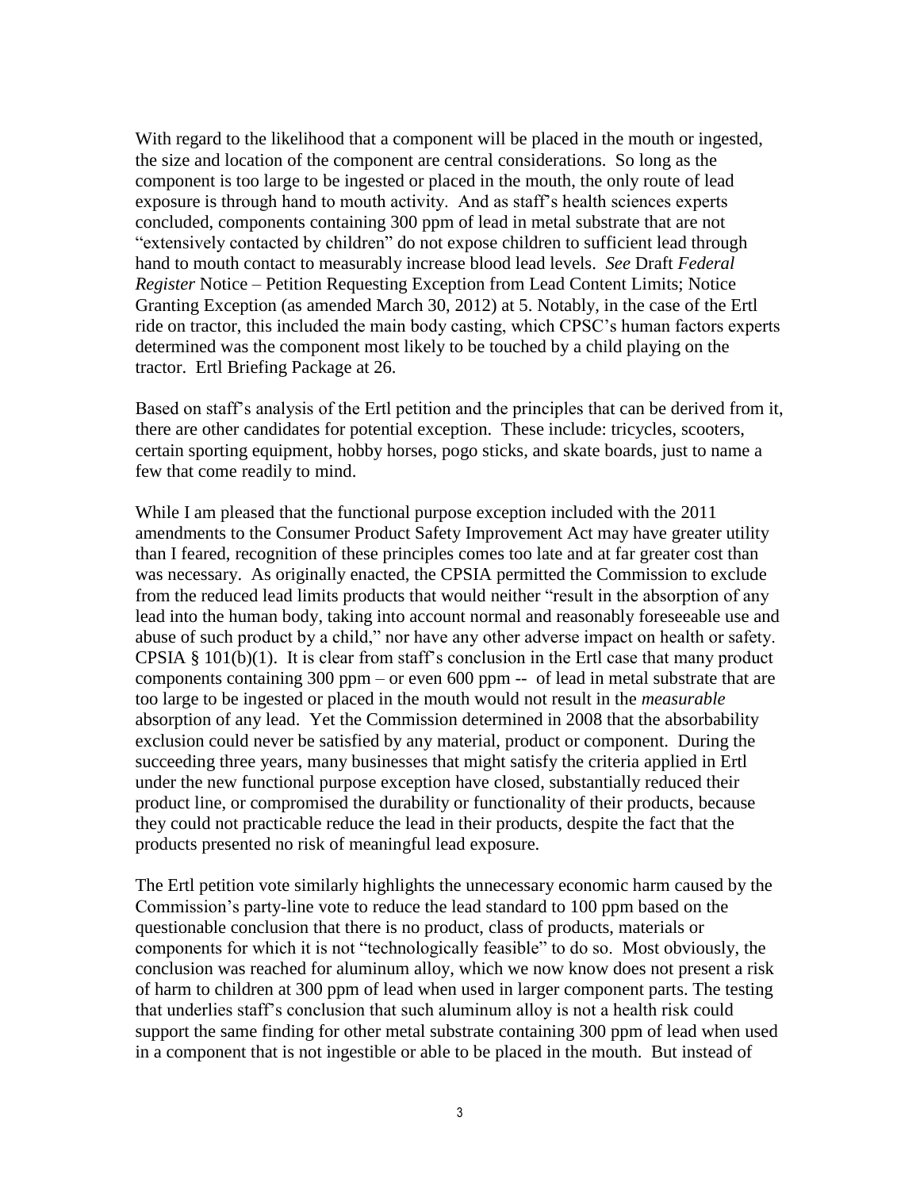With regard to the likelihood that a component will be placed in the mouth or ingested, the size and location of the component are central considerations. So long as the component is too large to be ingested or placed in the mouth, the only route of lead exposure is through hand to mouth activity. And as staff's health sciences experts concluded, components containing 300 ppm of lead in metal substrate that are not "extensively contacted by children" do not expose children to sufficient lead through hand to mouth contact to measurably increase blood lead levels. *See* Draft *Federal Register* Notice – Petition Requesting Exception from Lead Content Limits; Notice Granting Exception (as amended March 30, 2012) at 5. Notably, in the case of the Ertl ride on tractor, this included the main body casting, which CPSC's human factors experts determined was the component most likely to be touched by a child playing on the tractor. Ertl Briefing Package at 26.

Based on staff's analysis of the Ertl petition and the principles that can be derived from it, there are other candidates for potential exception. These include: tricycles, scooters, certain sporting equipment, hobby horses, pogo sticks, and skate boards, just to name a few that come readily to mind.

While I am pleased that the functional purpose exception included with the 2011 amendments to the Consumer Product Safety Improvement Act may have greater utility than I feared, recognition of these principles comes too late and at far greater cost than was necessary. As originally enacted, the CPSIA permitted the Commission to exclude from the reduced lead limits products that would neither "result in the absorption of any lead into the human body, taking into account normal and reasonably foreseeable use and abuse of such product by a child," nor have any other adverse impact on health or safety. CPSIA § 101(b)(1). It is clear from staff's conclusion in the Ertl case that many product components containing 300 ppm – or even 600 ppm -- of lead in metal substrate that are too large to be ingested or placed in the mouth would not result in the *measurable* absorption of any lead. Yet the Commission determined in 2008 that the absorbability exclusion could never be satisfied by any material, product or component. During the succeeding three years, many businesses that might satisfy the criteria applied in Ertl under the new functional purpose exception have closed, substantially reduced their product line, or compromised the durability or functionality of their products, because they could not practicable reduce the lead in their products, despite the fact that the products presented no risk of meaningful lead exposure.

The Ertl petition vote similarly highlights the unnecessary economic harm caused by the Commission's party-line vote to reduce the lead standard to 100 ppm based on the questionable conclusion that there is no product, class of products, materials or components for which it is not "technologically feasible" to do so. Most obviously, the conclusion was reached for aluminum alloy, which we now know does not present a risk of harm to children at 300 ppm of lead when used in larger component parts. The testing that underlies staff's conclusion that such aluminum alloy is not a health risk could support the same finding for other metal substrate containing 300 ppm of lead when used in a component that is not ingestible or able to be placed in the mouth. But instead of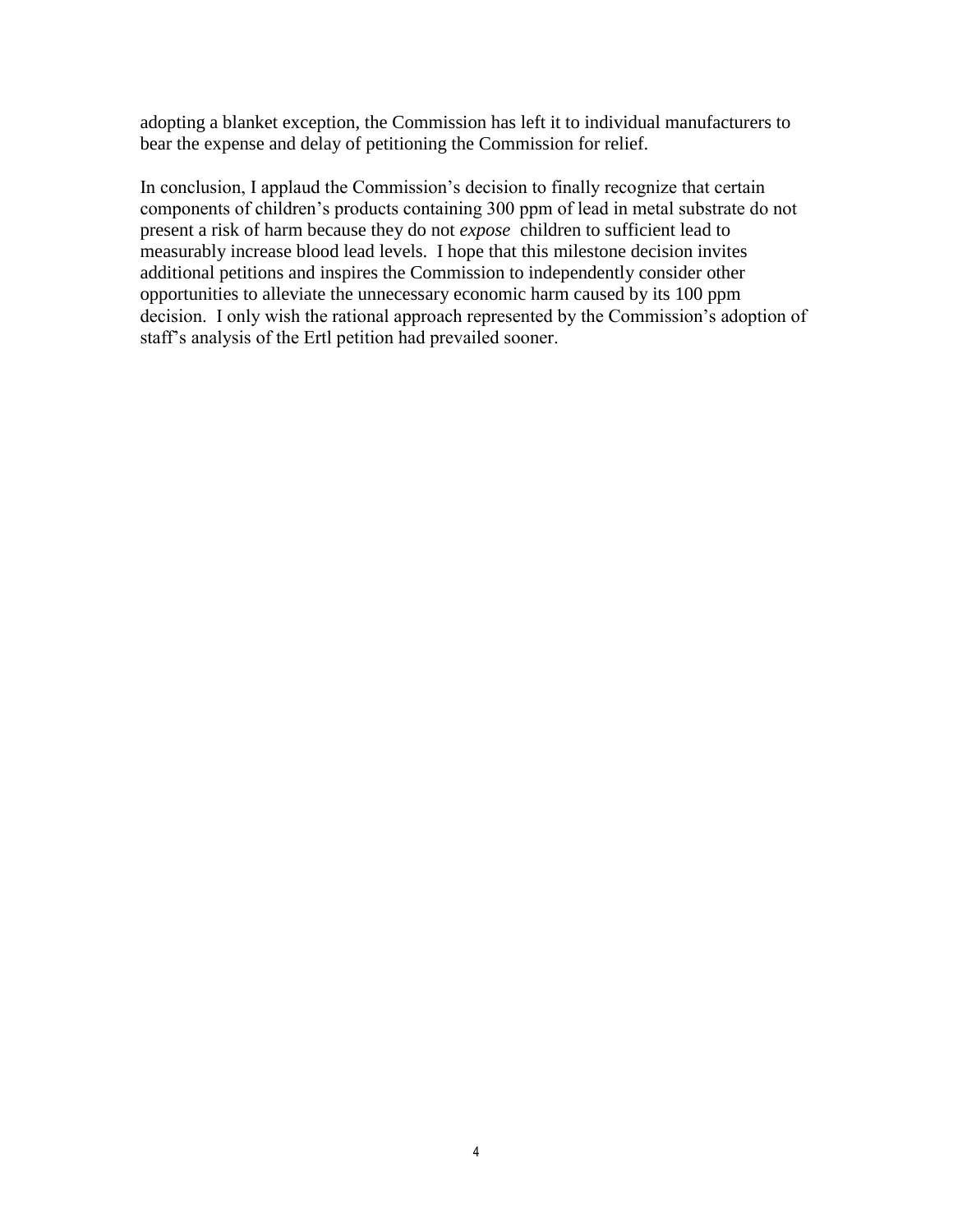adopting a blanket exception, the Commission has left it to individual manufacturers to bear the expense and delay of petitioning the Commission for relief.

In conclusion, I applaud the Commission's decision to finally recognize that certain components of children's products containing 300 ppm of lead in metal substrate do not present a risk of harm because they do not *expose* children to sufficient lead to measurably increase blood lead levels. I hope that this milestone decision invites additional petitions and inspires the Commission to independently consider other opportunities to alleviate the unnecessary economic harm caused by its 100 ppm decision. I only wish the rational approach represented by the Commission's adoption of staff's analysis of the Ertl petition had prevailed sooner.